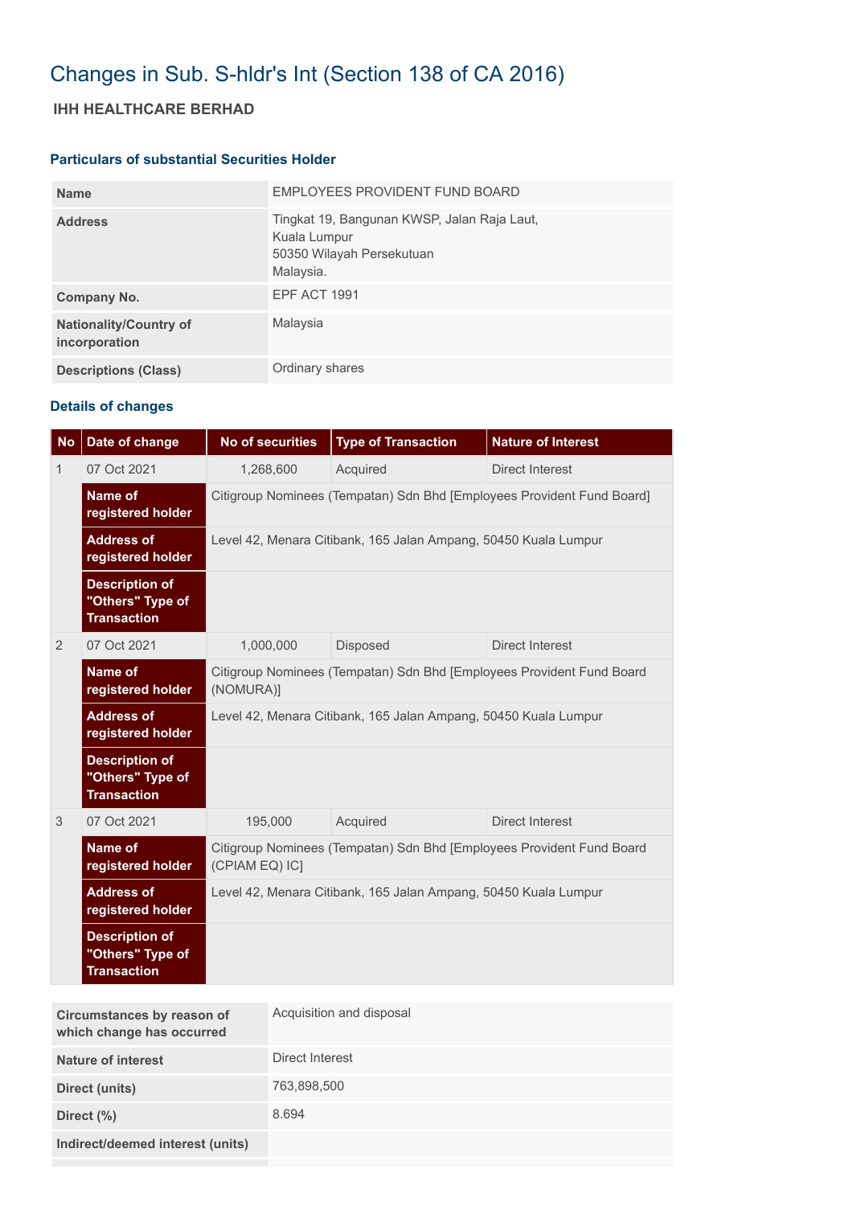# Changes in Sub. S-hldr's Int (Section 138 of CA 2016)

## IHH HEALTHCARE BERHAD

### Particulars of substantial Securities Holder

| | |
|---|---|
| **Name** | EMPLOYEES PROVIDENT FUND BOARD |
| **Address** | Tingkat 19, Bangunan KWSP, Jalan Raja Laut, Kuala Lumpur 50350 Wilayah Persekutuan Malaysia. |
| **Company No.** | EPF ACT 1991 |
| **Nationality/Country of incorporation** | Malaysia |
| **Descriptions (Class)** | Ordinary shares |

### Details of changes

| No | Date of change | No of securities | Type of Transaction | Nature of Interest |
|---|---|---|---|---|
| 1 | 07 Oct 2021 | 1,268,600 | Acquired | Direct Interest |
| | **Name of registered holder** | Citigroup Nominees (Tempatan) Sdn Bhd [Employees Provident Fund Board] | | |
| | **Address of registered holder** | Level 42, Menara Citibank, 165 Jalan Ampang, 50450 Kuala Lumpur | | |
| | **Description of "Others" Type of Transaction** | | | |
| 2 | 07 Oct 2021 | 1,000,000 | Disposed | Direct Interest |
| | **Name of registered holder** | Citigroup Nominees (Tempatan) Sdn Bhd [Employees Provident Fund Board (NOMURA)] | | |
| | **Address of registered holder** | Level 42, Menara Citibank, 165 Jalan Ampang, 50450 Kuala Lumpur | | |
| | **Description of "Others" Type of Transaction** | | | |
| 3 | 07 Oct 2021 | 195,000 | Acquired | Direct Interest |
| | **Name of registered holder** | Citigroup Nominees (Tempatan) Sdn Bhd [Employees Provident Fund Board (CPIAM EQ) IC] | | |
| | **Address of registered holder** | Level 42, Menara Citibank, 165 Jalan Ampang, 50450 Kuala Lumpur | | |
| | **Description of "Others" Type of Transaction** | | | |

| | |
|---|---|
| **Circumstances by reason of which change has occurred** | Acquisition and disposal |
| **Nature of interest** | Direct Interest |
| **Direct (units)** | 763,898,500 |
| **Direct (%)** | 8.694 |
| **Indirect/deemed interest (units)** | |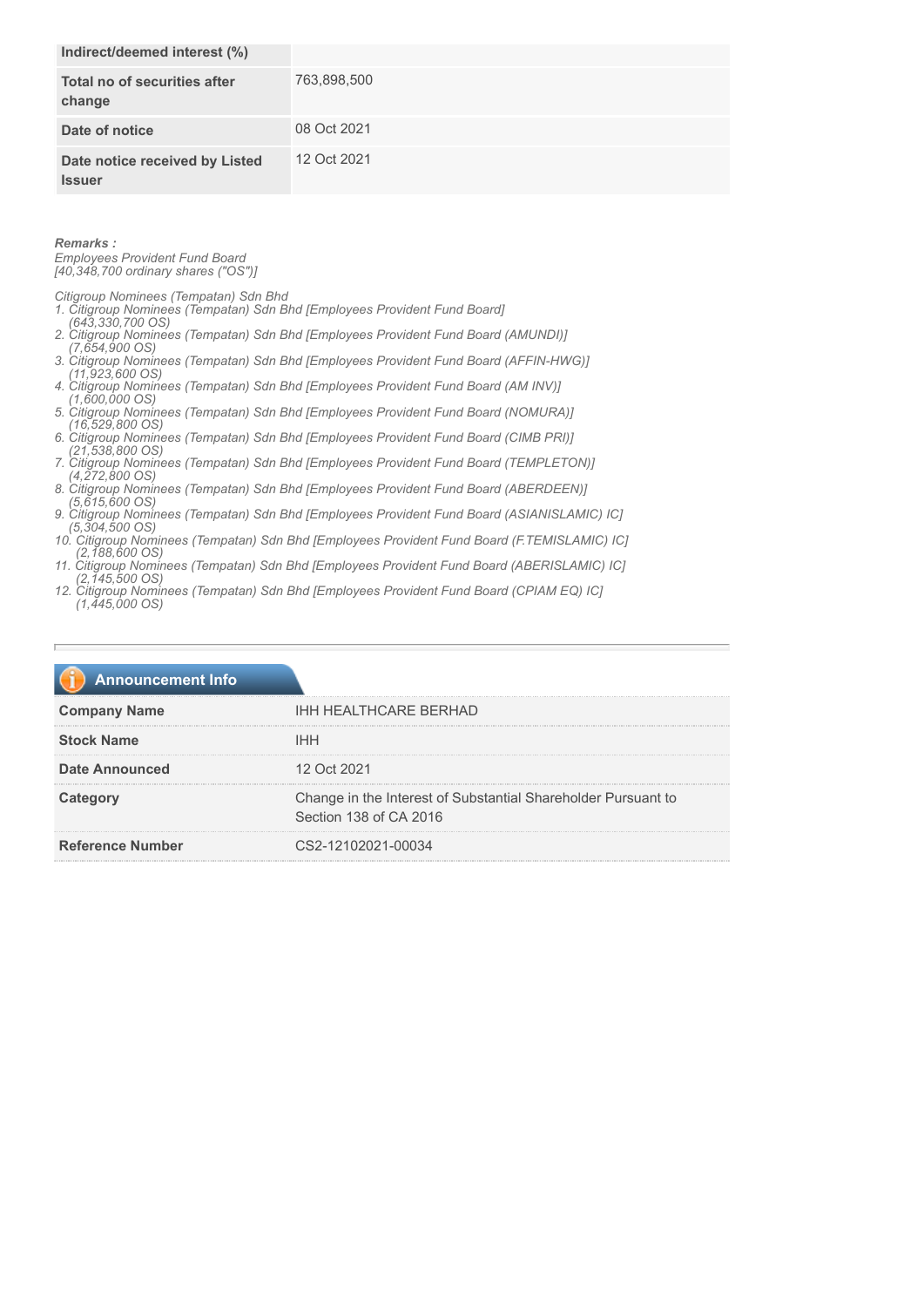| | |
|---|---|
| Indirect/deemed interest (%) | |
| Total no of securities after change | 763,898,500 |
| Date of notice | 08 Oct 2021 |
| Date notice received by Listed Issuer | 12 Oct 2021 |

***Remarks :***

*Employees Provident Fund Board*
*[40,348,700 ordinary shares ("OS")]*

*Citigroup Nominees (Tempatan) Sdn Bhd*
1. *Citigroup Nominees (Tempatan) Sdn Bhd [Employees Provident Fund Board] (643,330,700 OS)*
2. *Citigroup Nominees (Tempatan) Sdn Bhd [Employees Provident Fund Board (AMUNDI)] (7,654,900 OS)*
3. *Citigroup Nominees (Tempatan) Sdn Bhd [Employees Provident Fund Board (AFFIN-HWG)] (11,923,600 OS)*
4. *Citigroup Nominees (Tempatan) Sdn Bhd [Employees Provident Fund Board (AM INV)] (1,600,000 OS)*
5. *Citigroup Nominees (Tempatan) Sdn Bhd [Employees Provident Fund Board (NOMURA)] (16,529,800 OS)*
6. *Citigroup Nominees (Tempatan) Sdn Bhd [Employees Provident Fund Board (CIMB PRI)] (21,538,800 OS)*
7. *Citigroup Nominees (Tempatan) Sdn Bhd [Employees Provident Fund Board (TEMPLETON)] (4,272,800 OS)*
8. *Citigroup Nominees (Tempatan) Sdn Bhd [Employees Provident Fund Board (ABERDEEN)] (5,615,600 OS)*
9. *Citigroup Nominees (Tempatan) Sdn Bhd [Employees Provident Fund Board (ASIANISLAMIC) IC] (5,304,500 OS)*
10. *Citigroup Nominees (Tempatan) Sdn Bhd [Employees Provident Fund Board (F.TEMISLAMIC) IC] (2,188,600 OS)*
11. *Citigroup Nominees (Tempatan) Sdn Bhd [Employees Provident Fund Board (ABERISLAMIC) IC] (2,145,500 OS)*
12. *Citigroup Nominees (Tempatan) Sdn Bhd [Employees Provident Fund Board (CPIAM EQ) IC] (1,445,000 OS)*

## Announcement Info

| | |
|---|---|
| **Company Name** | IHH HEALTHCARE BERHAD |
| **Stock Name** | IHH |
| **Date Announced** | 12 Oct 2021 |
| **Category** | Change in the Interest of Substantial Shareholder Pursuant to Section 138 of CA 2016 |
| **Reference Number** | CS2-12102021-00034 |